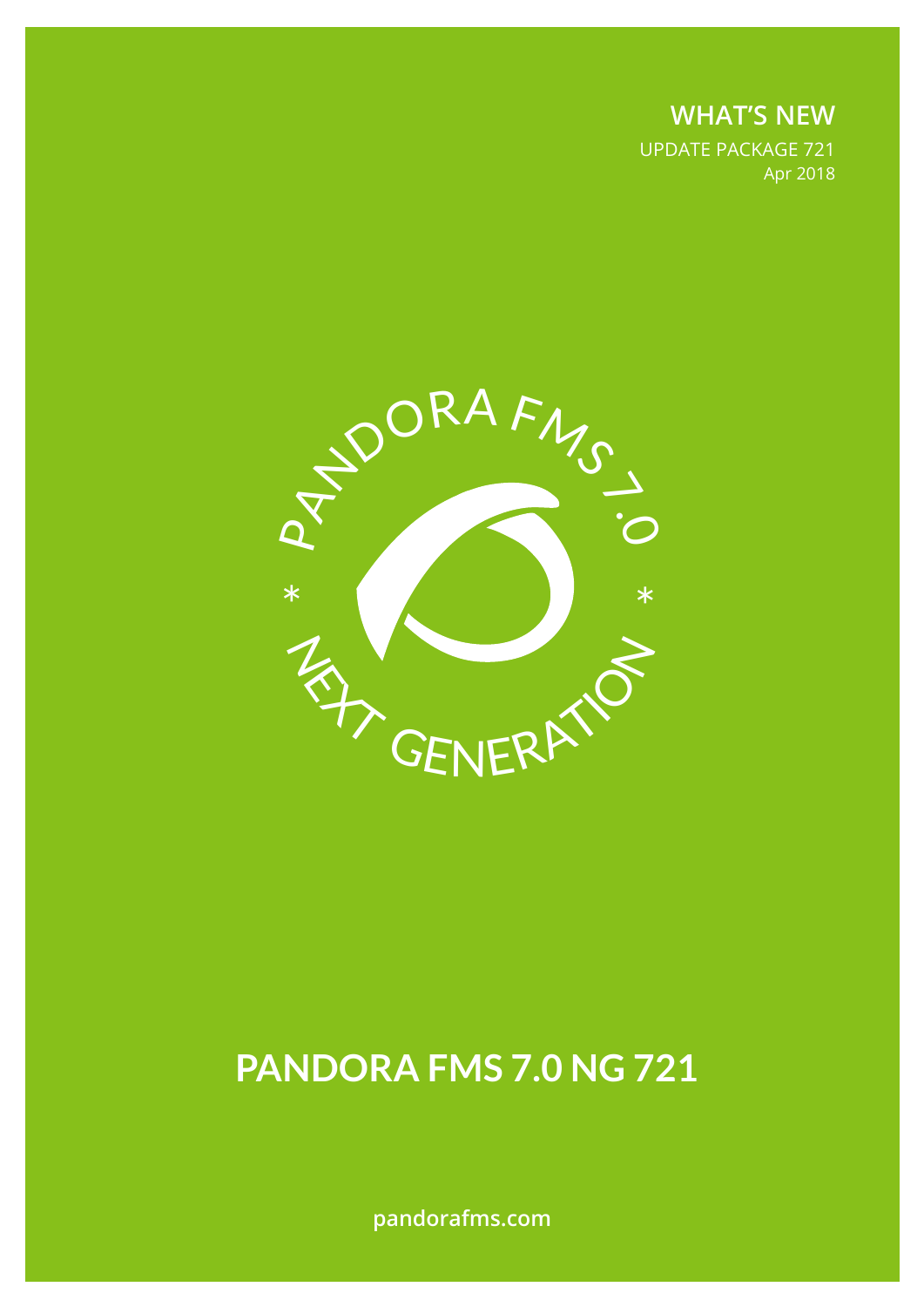**WHAT'S NEW**

UPDATE PACKAGE 721

Apr 2018

PANDORA FMS 7.0

* NEXT GENERATION *

# PANDORA FMS 7.0 NG 721

pandorafms.com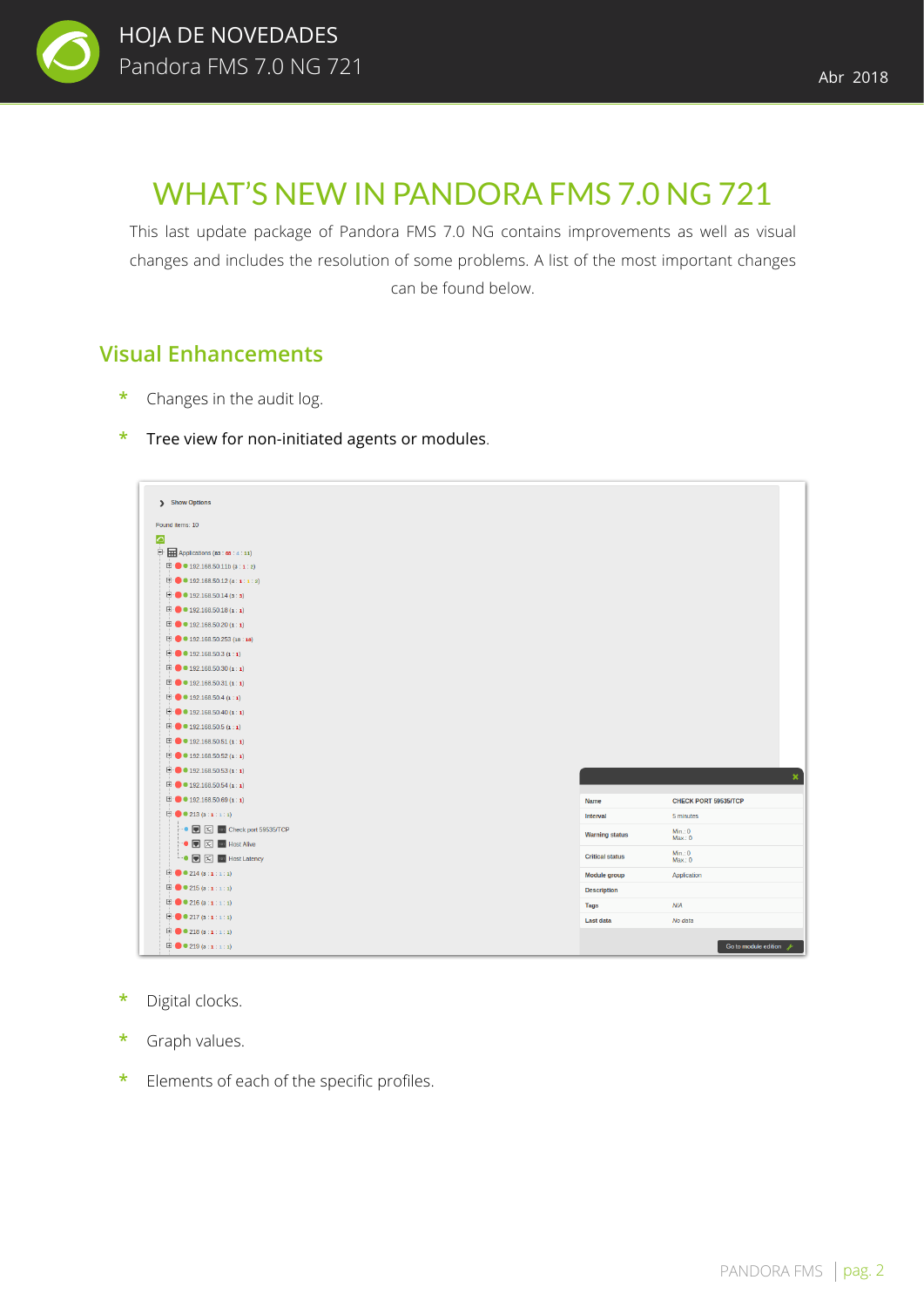# WHAT'S NEW IN PANDORA FMS 7.0 NG 721

This last update package of Pandora FMS 7.0 NG contains improvements as well as visual changes and includes the resolution of some problems. A list of the most important changes can be found below.

## Visual Enhancements

- Changes in the audit log.
- Tree view for non-initiated agents or modules.
- Digital clocks.
- Graph values.
- Elements of each of the specific profiles.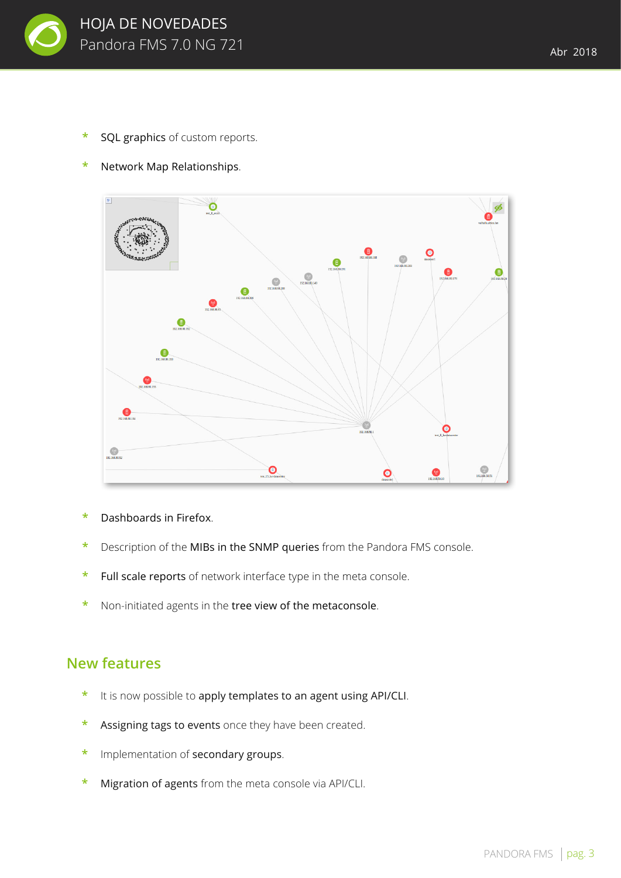- **SQL graphics** of custom reports.
- **Network Map Relationships**.

- **Dashboards in Firefox**.
- Description of the **MIBs in the SNMP queries** from the Pandora FMS console.
- **Full scale reports** of network interface type in the meta console.
- Non-initiated agents in the **tree view of the metaconsole**.

## New features

- It is now possible to **apply templates to an agent using API/CLI**.
- **Assigning tags to events** once they have been created.
- Implementation of **secondary groups**.
- **Migration of agents** from the meta console via API/CLI.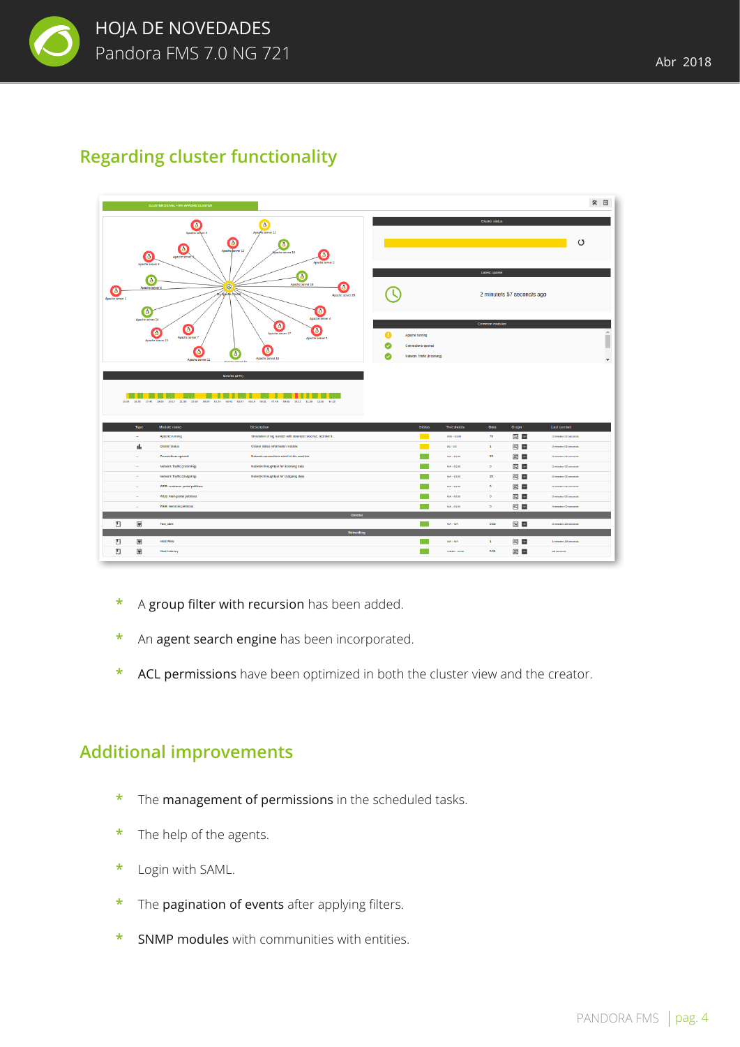## Regarding cluster functionality

- A **group filter with recursion** has been added.
- An **agent search engine** has been incorporated.
- **ACL permissions** have been optimized in both the cluster view and the creator.

## Additional improvements

- The **management of permissions** in the scheduled tasks.
- The help of the agents.
- Login with SAML.
- The **pagination of events** after applying filters.
- **SNMP modules** with communities with entities.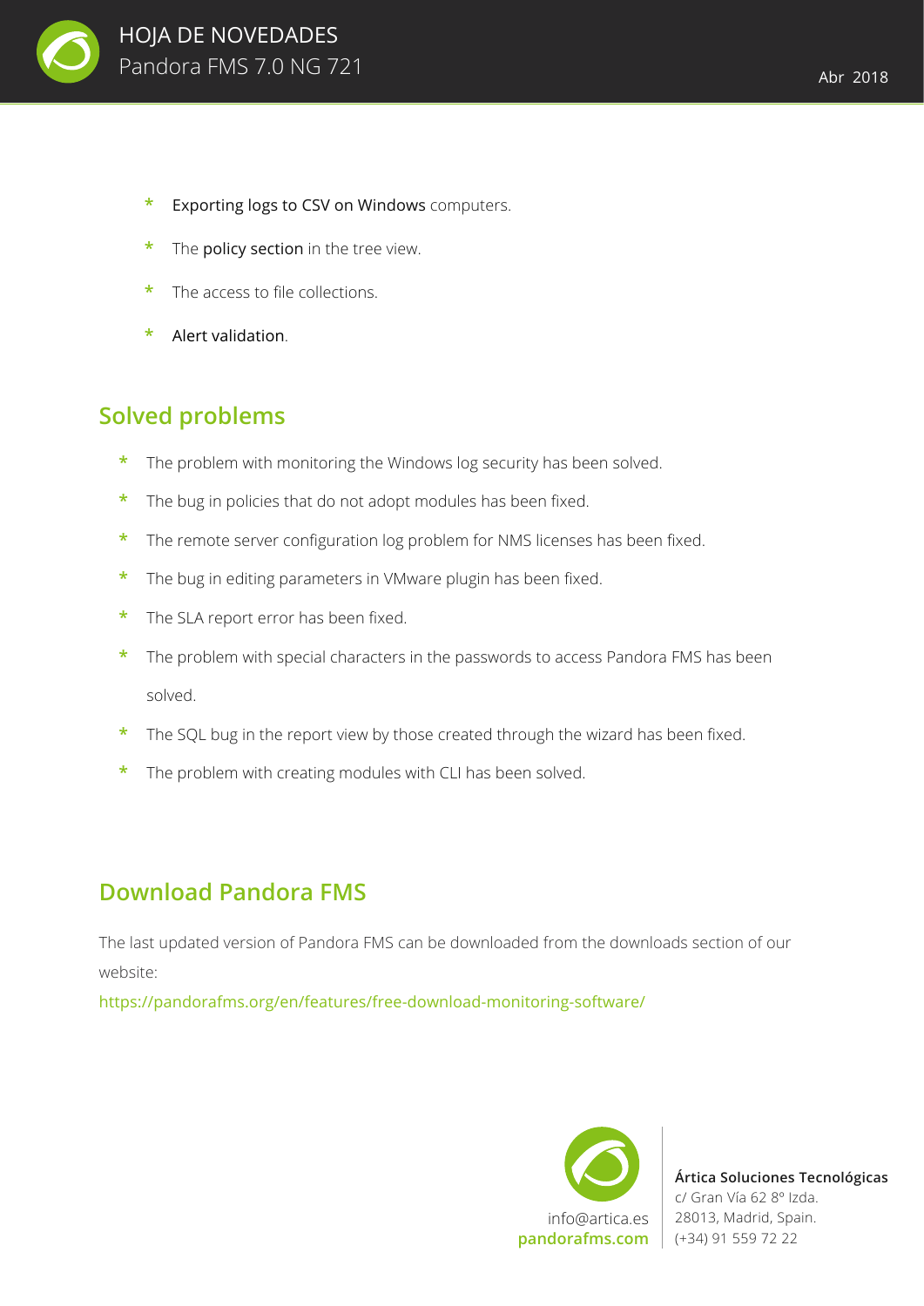* **Exporting logs to CSV on Windows** computers.
* The **policy section** in the tree view.
* The access to file collections.
* **Alert validation**.

## Solved problems

* The problem with monitoring the Windows log security has been solved.
* The bug in policies that do not adopt modules has been fixed.
* The remote server configuration log problem for NMS licenses has been fixed.
* The bug in editing parameters in VMware plugin has been fixed.
* The SLA report error has been fixed.
* The problem with special characters in the passwords to access Pandora FMS has been solved.
* The SQL bug in the report view by those created through the wizard has been fixed.
* The problem with creating modules with CLI has been solved.

## Download Pandora FMS

The last updated version of Pandora FMS can be downloaded from the downloads section of our website:

https://pandorafms.org/en/features/free-download-monitoring-software/

info@artica.es
**pandorafms.com**

**Ártica Soluciones Tecnológicas**
c/ Gran Vía 62 8º Izda.
28013, Madrid, Spain.
(+34) 91 559 72 22